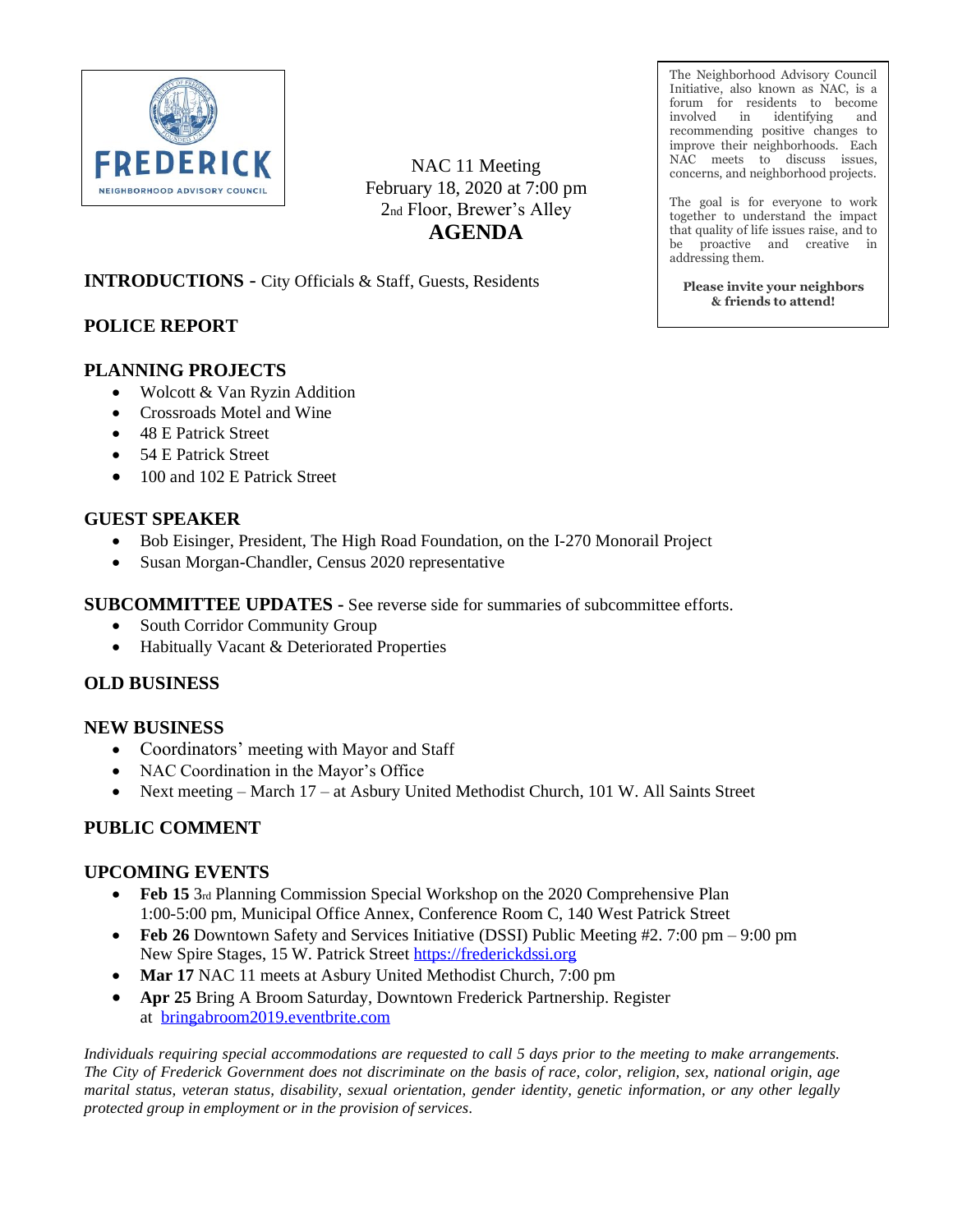FREDERICK
NEIGHBORHOOD ADVISORY COUNCIL

NAC 11 Meeting
February 18, 2020 at 7:00 pm
2nd Floor, Brewer's Alley

# AGENDA

The Neighborhood Advisory Council Initiative, also known as NAC, is a forum for residents to become involved in identifying and recommending positive changes to improve their neighborhoods. Each NAC meets to discuss issues, concerns, and neighborhood projects.

The goal is for everyone to work together to understand the impact that quality of life issues raise, and to be proactive and creative in addressing them.

**Please invite your neighbors & friends to attend!**

**INTRODUCTIONS -** City Officials & Staff, Guests, Residents

## POLICE REPORT

## PLANNING PROJECTS

- Wolcott & Van Ryzin Addition
- Crossroads Motel and Wine
- 48 E Patrick Street
- 54 E Patrick Street
- 100 and 102 E Patrick Street

## GUEST SPEAKER

- Bob Eisinger, President, The High Road Foundation, on the I-270 Monorail Project
- Susan Morgan-Chandler, Census 2020 representative

**SUBCOMMITTEE UPDATES -** See reverse side for summaries of subcommittee efforts.

- South Corridor Community Group
- Habitually Vacant & Deteriorated Properties

## OLD BUSINESS

## NEW BUSINESS

- Coordinators' meeting with Mayor and Staff
- NAC Coordination in the Mayor's Office
- Next meeting – March 17 – at Asbury United Methodist Church, 101 W. All Saints Street

## PUBLIC COMMENT

## UPCOMING EVENTS

- **Feb 15** 3rd Planning Commission Special Workshop on the 2020 Comprehensive Plan 1:00-5:00 pm, Municipal Office Annex, Conference Room C, 140 West Patrick Street
- **Feb 26** Downtown Safety and Services Initiative (DSSI) Public Meeting #2. 7:00 pm – 9:00 pm New Spire Stages, 15 W. Patrick Street https://frederickdssi.org
- **Mar 17** NAC 11 meets at Asbury United Methodist Church, 7:00 pm
- **Apr 25** Bring A Broom Saturday, Downtown Frederick Partnership. Register at bringabroom2019.eventbrite.com

*Individuals requiring special accommodations are requested to call 5 days prior to the meeting to make arrangements. The City of Frederick Government does not discriminate on the basis of race, color, religion, sex, national origin, age marital status, veteran status, disability, sexual orientation, gender identity, genetic information, or any other legally protected group in employment or in the provision of services.*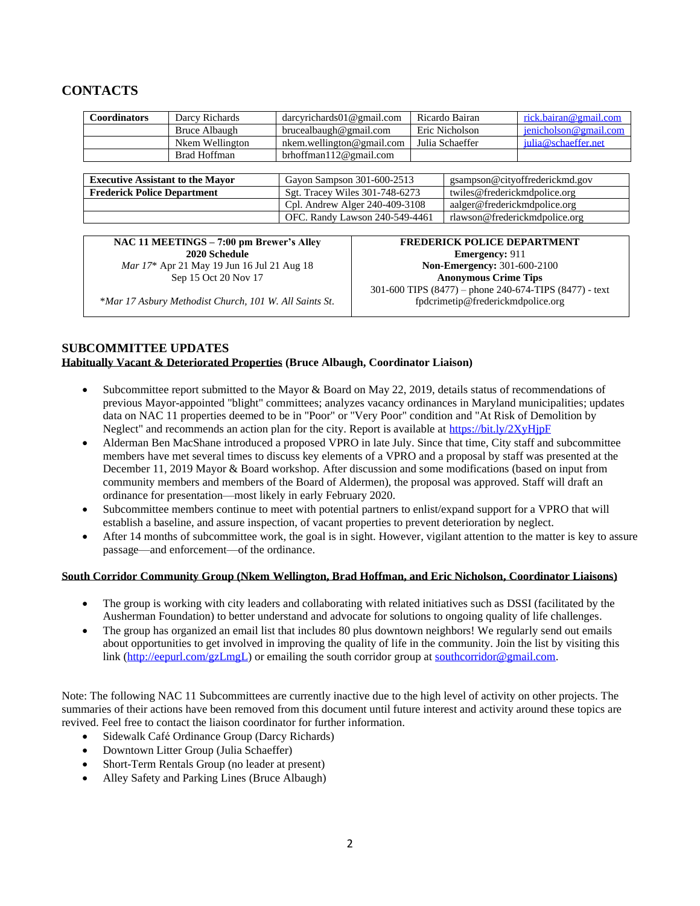## CONTACTS

| | | | | |
|---|---|---|---|---|
| **Coordinators** | Darcy Richards | darcyrichards01@gmail.com | Ricardo Bairan | rick.bairan@gmail.com |
| | Bruce Albaugh | brucealbaugh@gmail.com | Eric Nicholson | jenicholson@gmail.com |
| | Nkem Wellington | nkem.wellington@gmail.com | Julia Schaeffer | julia@schaeffer.net |
| | Brad Hoffman | brhoffman112@gmail.com | | |

| | | |
|---|---|---|
| **Executive Assistant to the Mayor** | Gayon Sampson 301-600-2513 | gsampson@cityoffrederickmd.gov |
| **Frederick Police Department** | Sgt. Tracey Wiles 301-748-6273 | twiles@frederickmdpolice.org |
| | Cpl. Andrew Alger 240-409-3108 | aalger@frederickmdpolice.org |
| | OFC. Randy Lawson 240-549-4461 | rlawson@frederickmdpolice.org |

| | |
|---|---|
| **NAC 11 MEETINGS – 7:00 pm Brewer's Alley**<br>**2020 Schedule**<br>*Mar 17** Apr 21 May 19 Jun 16 Jul 21 Aug 18<br>Sep 15 Oct 20 Nov 17<br><br>**Mar 17 Asbury Methodist Church, 101 W. All Saints St.* | **FREDERICK POLICE DEPARTMENT**<br>**Emergency:** 911<br>**Non-Emergency:** 301-600-2100<br>**Anonymous Crime Tips**<br>301-600 TIPS (8477) – phone 240-674-TIPS (8477) - text<br>fpdcrimetip@frederickmdpolice.org |

## SUBCOMMITTEE UPDATES

**Habitually Vacant & Deteriorated Properties (Bruce Albaugh, Coordinator Liaison)**

- Subcommittee report submitted to the Mayor & Board on May 22, 2019, details status of recommendations of previous Mayor-appointed "blight" committees; analyzes vacancy ordinances in Maryland municipalities; updates data on NAC 11 properties deemed to be in "Poor" or "Very Poor" condition and "At Risk of Demolition by Neglect" and recommends an action plan for the city. Report is available at https://bit.ly/2XyHjpF
- Alderman Ben MacShane introduced a proposed VPRO in late July. Since that time, City staff and subcommittee members have met several times to discuss key elements of a VPRO and a proposal by staff was presented at the December 11, 2019 Mayor & Board workshop. After discussion and some modifications (based on input from community members and members of the Board of Aldermen), the proposal was approved. Staff will draft an ordinance for presentation—most likely in early February 2020.
- Subcommittee members continue to meet with potential partners to enlist/expand support for a VPRO that will establish a baseline, and assure inspection, of vacant properties to prevent deterioration by neglect.
- After 14 months of subcommittee work, the goal is in sight. However, vigilant attention to the matter is key to assure passage—and enforcement—of the ordinance.

**South Corridor Community Group (Nkem Wellington, Brad Hoffman, and Eric Nicholson, Coordinator Liaisons)**

- The group is working with city leaders and collaborating with related initiatives such as DSSI (facilitated by the Ausherman Foundation) to better understand and advocate for solutions to ongoing quality of life challenges.
- The group has organized an email list that includes 80 plus downtown neighbors! We regularly send out emails about opportunities to get involved in improving the quality of life in the community. Join the list by visiting this link (http://eepurl.com/gzLmgL) or emailing the south corridor group at southcorridor@gmail.com.

Note: The following NAC 11 Subcommittees are currently inactive due to the high level of activity on other projects. The summaries of their actions have been removed from this document until future interest and activity around these topics are revived. Feel free to contact the liaison coordinator for further information.

- Sidewalk Café Ordinance Group (Darcy Richards)
- Downtown Litter Group (Julia Schaeffer)
- Short-Term Rentals Group (no leader at present)
- Alley Safety and Parking Lines (Bruce Albaugh)